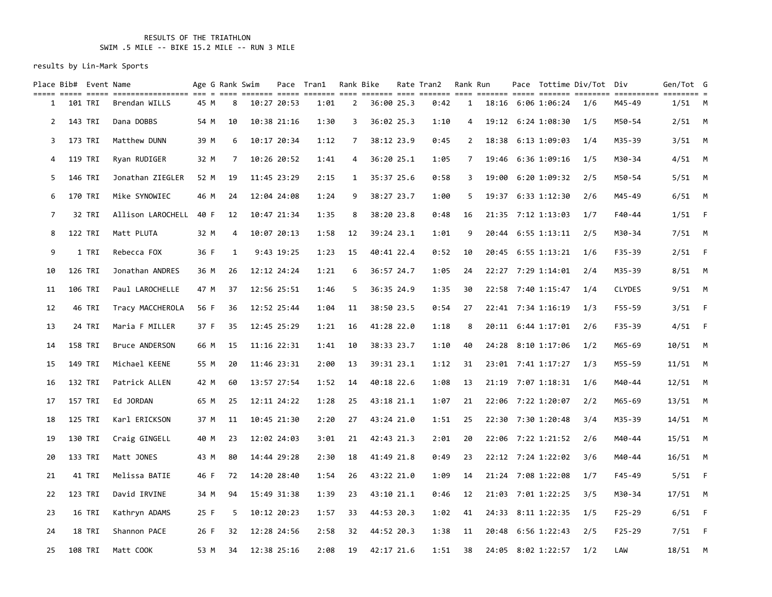RESULTS OF THE TRIATHLON
SWIM .5 MILE -- BIKE 15.2 MILE -- RUN 3 MILE

results by Lin-Mark Sports

| Place | Bib# | Event | Name | Age | G | Rank | Swim | Pace | Tran1 | Rank | Bike | Rate | Tran2 | Rank | Run | Pace | Tottime | Div/Tot | Div | Gen/Tot | G |
|---|---|---|---|---|---|---|---|---|---|---|---|---|---|---|---|---|---|---|---|---|---|
| 1 | 101 | TRI | Brendan WILLS | 45 | M | 8 | 10:27 | 20:53 | 1:01 | 2 | 36:00 | 25.3 | 0:42 | 1 | 18:16 | 6:06 | 1:06:24 | 1/6 | M45-49 | 1/51 | M |
| 2 | 143 | TRI | Dana DOBBS | 54 | M | 10 | 10:38 | 21:16 | 1:30 | 3 | 36:02 | 25.3 | 1:10 | 4 | 19:12 | 6:24 | 1:08:30 | 1/5 | M50-54 | 2/51 | M |
| 3 | 173 | TRI | Matthew DUNN | 39 | M | 6 | 10:17 | 20:34 | 1:12 | 7 | 38:12 | 23.9 | 0:45 | 2 | 18:38 | 6:13 | 1:09:03 | 1/4 | M35-39 | 3/51 | M |
| 4 | 119 | TRI | Ryan RUDIGER | 32 | M | 7 | 10:26 | 20:52 | 1:41 | 4 | 36:20 | 25.1 | 1:05 | 7 | 19:46 | 6:36 | 1:09:16 | 1/5 | M30-34 | 4/51 | M |
| 5 | 146 | TRI | Jonathan ZIEGLER | 52 | M | 19 | 11:45 | 23:29 | 2:15 | 1 | 35:37 | 25.6 | 0:58 | 3 | 19:00 | 6:20 | 1:09:32 | 2/5 | M50-54 | 5/51 | M |
| 6 | 170 | TRI | Mike SYNOWIEC | 46 | M | 24 | 12:04 | 24:08 | 1:24 | 9 | 38:27 | 23.7 | 1:00 | 5 | 19:37 | 6:33 | 1:12:30 | 2/6 | M45-49 | 6/51 | M |
| 7 | 32 | TRI | Allison LAROCHELL | 40 | F | 12 | 10:47 | 21:34 | 1:35 | 8 | 38:20 | 23.8 | 0:48 | 16 | 21:35 | 7:12 | 1:13:03 | 1/7 | F40-44 | 1/51 | F |
| 8 | 122 | TRI | Matt PLUTA | 32 | M | 4 | 10:07 | 20:13 | 1:58 | 12 | 39:24 | 23.1 | 1:01 | 9 | 20:44 | 6:55 | 1:13:11 | 2/5 | M30-34 | 7/51 | M |
| 9 | 1 | TRI | Rebecca FOX | 36 | F | 1 | 9:43 | 19:25 | 1:23 | 15 | 40:41 | 22.4 | 0:52 | 10 | 20:45 | 6:55 | 1:13:21 | 1/6 | F35-39 | 2/51 | F |
| 10 | 126 | TRI | Jonathan ANDRES | 36 | M | 26 | 12:12 | 24:24 | 1:21 | 6 | 36:57 | 24.7 | 1:05 | 24 | 22:27 | 7:29 | 1:14:01 | 2/4 | M35-39 | 8/51 | M |
| 11 | 106 | TRI | Paul LAROCHELLE | 47 | M | 37 | 12:56 | 25:51 | 1:46 | 5 | 36:35 | 24.9 | 1:35 | 30 | 22:58 | 7:40 | 1:15:47 | 1/4 | CLYDES | 9/51 | M |
| 12 | 46 | TRI | Tracy MACCHEROLA | 56 | F | 36 | 12:52 | 25:44 | 1:04 | 11 | 38:50 | 23.5 | 0:54 | 27 | 22:41 | 7:34 | 1:16:19 | 1/3 | F55-59 | 3/51 | F |
| 13 | 24 | TRI | Maria F MILLER | 37 | F | 35 | 12:45 | 25:29 | 1:21 | 16 | 41:28 | 22.0 | 1:18 | 8 | 20:11 | 6:44 | 1:17:01 | 2/6 | F35-39 | 4/51 | F |
| 14 | 158 | TRI | Bruce ANDERSON | 66 | M | 15 | 11:16 | 22:31 | 1:41 | 10 | 38:33 | 23.7 | 1:10 | 40 | 24:28 | 8:10 | 1:17:06 | 1/2 | M65-69 | 10/51 | M |
| 15 | 149 | TRI | Michael KEENE | 55 | M | 20 | 11:46 | 23:31 | 2:00 | 13 | 39:31 | 23.1 | 1:12 | 31 | 23:01 | 7:41 | 1:17:27 | 1/3 | M55-59 | 11/51 | M |
| 16 | 132 | TRI | Patrick ALLEN | 42 | M | 60 | 13:57 | 27:54 | 1:52 | 14 | 40:18 | 22.6 | 1:08 | 13 | 21:19 | 7:07 | 1:18:31 | 1/6 | M40-44 | 12/51 | M |
| 17 | 157 | TRI | Ed JORDAN | 65 | M | 25 | 12:11 | 24:22 | 1:28 | 25 | 43:18 | 21.1 | 1:07 | 21 | 22:06 | 7:22 | 1:20:07 | 2/2 | M65-69 | 13/51 | M |
| 18 | 125 | TRI | Karl ERICKSON | 37 | M | 11 | 10:45 | 21:30 | 2:20 | 27 | 43:24 | 21.0 | 1:51 | 25 | 22:30 | 7:30 | 1:20:48 | 3/4 | M35-39 | 14/51 | M |
| 19 | 130 | TRI | Craig GINGELL | 40 | M | 23 | 12:02 | 24:03 | 3:01 | 21 | 42:43 | 21.3 | 2:01 | 20 | 22:06 | 7:22 | 1:21:52 | 2/6 | M40-44 | 15/51 | M |
| 20 | 133 | TRI | Matt JONES | 43 | M | 80 | 14:44 | 29:28 | 2:30 | 18 | 41:49 | 21.8 | 0:49 | 23 | 22:12 | 7:24 | 1:22:02 | 3/6 | M40-44 | 16/51 | M |
| 21 | 41 | TRI | Melissa BATIE | 46 | F | 72 | 14:20 | 28:40 | 1:54 | 26 | 43:22 | 21.0 | 1:09 | 14 | 21:24 | 7:08 | 1:22:08 | 1/7 | F45-49 | 5/51 | F |
| 22 | 123 | TRI | David IRVINE | 34 | M | 94 | 15:49 | 31:38 | 1:39 | 23 | 43:10 | 21.1 | 0:46 | 12 | 21:03 | 7:01 | 1:22:25 | 3/5 | M30-34 | 17/51 | M |
| 23 | 16 | TRI | Kathryn ADAMS | 25 | F | 5 | 10:12 | 20:23 | 1:57 | 33 | 44:53 | 20.3 | 1:02 | 41 | 24:33 | 8:11 | 1:22:35 | 1/5 | F25-29 | 6/51 | F |
| 24 | 18 | TRI | Shannon PACE | 26 | F | 32 | 12:28 | 24:56 | 2:58 | 32 | 44:52 | 20.3 | 1:38 | 11 | 20:48 | 6:56 | 1:22:43 | 2/5 | F25-29 | 7/51 | F |
| 25 | 108 | TRI | Matt COOK | 53 | M | 34 | 12:38 | 25:16 | 2:08 | 19 | 42:17 | 21.6 | 1:51 | 38 | 24:05 | 8:02 | 1:22:57 | 1/2 | LAW | 18/51 | M |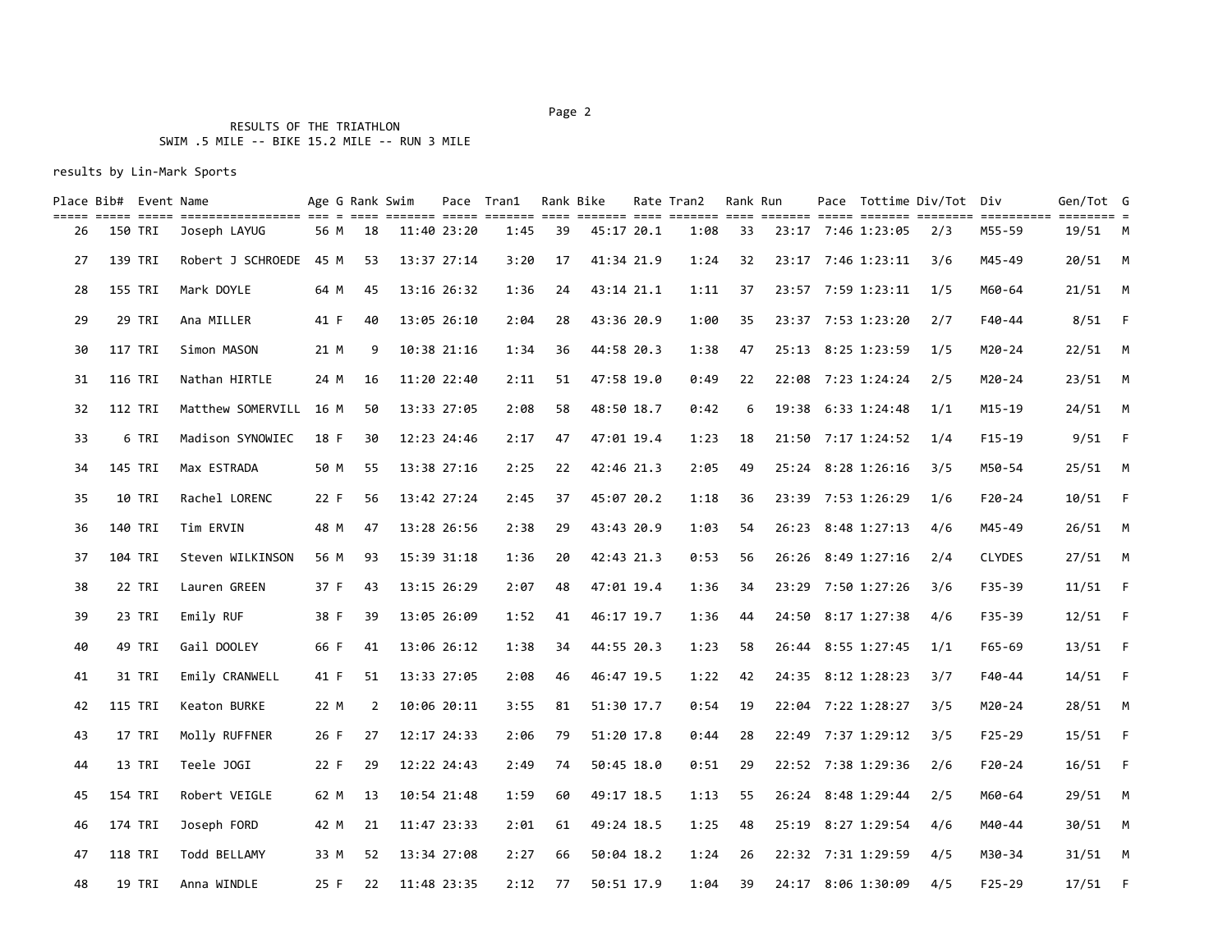RESULTS OF THE TRIATHLON
SWIM .5 MILE -- BIKE 15.2 MILE -- RUN 3 MILE

results by Lin-Mark Sports

| Place | Bib# | Event | Name | Age | G | Rank | Swim | Pace | Tran1 | Rank | Bike | Rate | Tran2 | Rank | Run | Pace | Tottime | Div/Tot | Div | Gen/Tot | G |
|---|---|---|---|---|---|---|---|---|---|---|---|---|---|---|---|---|---|---|---|---|---|
| 26 | 150 | TRI | Joseph LAYUG | 56 | M | 18 | 11:40 | 23:20 | 1:45 | 39 | 45:17 | 20.1 | 1:08 | 33 | 23:17 | 7:46 | 1:23:05 | 2/3 | M55-59 | 19/51 | M |
| 27 | 139 | TRI | Robert J SCHROEDE | 45 | M | 53 | 13:37 | 27:14 | 3:20 | 17 | 41:34 | 21.9 | 1:24 | 32 | 23:17 | 7:46 | 1:23:11 | 3/6 | M45-49 | 20/51 | M |
| 28 | 155 | TRI | Mark DOYLE | 64 | M | 45 | 13:16 | 26:32 | 1:36 | 24 | 43:14 | 21.1 | 1:11 | 37 | 23:57 | 7:59 | 1:23:11 | 1/5 | M60-64 | 21/51 | M |
| 29 | 29 | TRI | Ana MILLER | 41 | F | 40 | 13:05 | 26:10 | 2:04 | 28 | 43:36 | 20.9 | 1:00 | 35 | 23:37 | 7:53 | 1:23:20 | 2/7 | F40-44 | 8/51 | F |
| 30 | 117 | TRI | Simon MASON | 21 | M | 9 | 10:38 | 21:16 | 1:34 | 36 | 44:58 | 20.3 | 1:38 | 47 | 25:13 | 8:25 | 1:23:59 | 1/5 | M20-24 | 22/51 | M |
| 31 | 116 | TRI | Nathan HIRTLE | 24 | M | 16 | 11:20 | 22:40 | 2:11 | 51 | 47:58 | 19.0 | 0:49 | 22 | 22:08 | 7:23 | 1:24:24 | 2/5 | M20-24 | 23/51 | M |
| 32 | 112 | TRI | Matthew SOMERVILL | 16 | M | 50 | 13:33 | 27:05 | 2:08 | 58 | 48:50 | 18.7 | 0:42 | 6 | 19:38 | 6:33 | 1:24:48 | 1/1 | M15-19 | 24/51 | M |
| 33 | 6 | TRI | Madison SYNOWIEC | 18 | F | 30 | 12:23 | 24:46 | 2:17 | 47 | 47:01 | 19.4 | 1:23 | 18 | 21:50 | 7:17 | 1:24:52 | 1/4 | F15-19 | 9/51 | F |
| 34 | 145 | TRI | Max ESTRADA | 50 | M | 55 | 13:38 | 27:16 | 2:25 | 22 | 42:46 | 21.3 | 2:05 | 49 | 25:24 | 8:28 | 1:26:16 | 3/5 | M50-54 | 25/51 | M |
| 35 | 10 | TRI | Rachel LORENC | 22 | F | 56 | 13:42 | 27:24 | 2:45 | 37 | 45:07 | 20.2 | 1:18 | 36 | 23:39 | 7:53 | 1:26:29 | 1/6 | F20-24 | 10/51 | F |
| 36 | 140 | TRI | Tim ERVIN | 48 | M | 47 | 13:28 | 26:56 | 2:38 | 29 | 43:43 | 20.9 | 1:03 | 54 | 26:23 | 8:48 | 1:27:13 | 4/6 | M45-49 | 26/51 | M |
| 37 | 104 | TRI | Steven WILKINSON | 56 | M | 93 | 15:39 | 31:18 | 1:36 | 20 | 42:43 | 21.3 | 0:53 | 56 | 26:26 | 8:49 | 1:27:16 | 2/4 | CLYDES | 27/51 | M |
| 38 | 22 | TRI | Lauren GREEN | 37 | F | 43 | 13:15 | 26:29 | 2:07 | 48 | 47:01 | 19.4 | 1:36 | 34 | 23:29 | 7:50 | 1:27:26 | 3/6 | F35-39 | 11/51 | F |
| 39 | 23 | TRI | Emily RUF | 38 | F | 39 | 13:05 | 26:09 | 1:52 | 41 | 46:17 | 19.7 | 1:36 | 44 | 24:50 | 8:17 | 1:27:38 | 4/6 | F35-39 | 12/51 | F |
| 40 | 49 | TRI | Gail DOOLEY | 66 | F | 41 | 13:06 | 26:12 | 1:38 | 34 | 44:55 | 20.3 | 1:23 | 58 | 26:44 | 8:55 | 1:27:45 | 1/1 | F65-69 | 13/51 | F |
| 41 | 31 | TRI | Emily CRANWELL | 41 | F | 51 | 13:33 | 27:05 | 2:08 | 46 | 46:47 | 19.5 | 1:22 | 42 | 24:35 | 8:12 | 1:28:23 | 3/7 | F40-44 | 14/51 | F |
| 42 | 115 | TRI | Keaton BURKE | 22 | M | 2 | 10:06 | 20:11 | 3:55 | 81 | 51:30 | 17.7 | 0:54 | 19 | 22:04 | 7:22 | 1:28:27 | 3/5 | M20-24 | 28/51 | M |
| 43 | 17 | TRI | Molly RUFFNER | 26 | F | 27 | 12:17 | 24:33 | 2:06 | 79 | 51:20 | 17.8 | 0:44 | 28 | 22:49 | 7:37 | 1:29:12 | 3/5 | F25-29 | 15/51 | F |
| 44 | 13 | TRI | Teele JOGI | 22 | F | 29 | 12:22 | 24:43 | 2:49 | 74 | 50:45 | 18.0 | 0:51 | 29 | 22:52 | 7:38 | 1:29:36 | 2/6 | F20-24 | 16/51 | F |
| 45 | 154 | TRI | Robert VEIGLE | 62 | M | 13 | 10:54 | 21:48 | 1:59 | 60 | 49:17 | 18.5 | 1:13 | 55 | 26:24 | 8:48 | 1:29:44 | 2/5 | M60-64 | 29/51 | M |
| 46 | 174 | TRI | Joseph FORD | 42 | M | 21 | 11:47 | 23:33 | 2:01 | 61 | 49:24 | 18.5 | 1:25 | 48 | 25:19 | 8:27 | 1:29:54 | 4/6 | M40-44 | 30/51 | M |
| 47 | 118 | TRI | Todd BELLAMY | 33 | M | 52 | 13:34 | 27:08 | 2:27 | 66 | 50:04 | 18.2 | 1:24 | 26 | 22:32 | 7:31 | 1:29:59 | 4/5 | M30-34 | 31/51 | M |
| 48 | 19 | TRI | Anna WINDLE | 25 | F | 22 | 11:48 | 23:35 | 2:12 | 77 | 50:51 | 17.9 | 1:04 | 39 | 24:17 | 8:06 | 1:30:09 | 4/5 | F25-29 | 17/51 | F |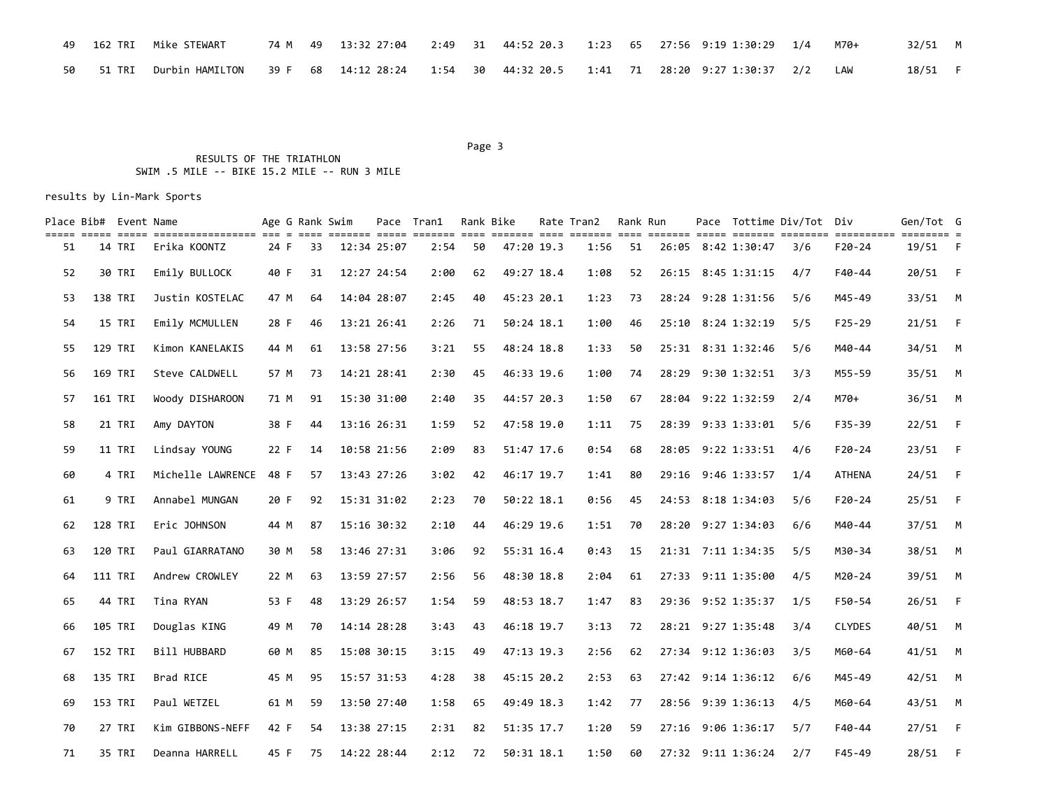| Place | Bib# | Event | Name | Age | G | Rank | Swim | Pace | Tran1 | Rank | Bike | Rate | Tran2 | Rank | Run | Pace | Tottime | Div/Tot | Div | Gen/Tot | G |
|---|---|---|---|---|---|---|---|---|---|---|---|---|---|---|---|---|---|---|---|---|---|
| 49 | 162 | TRI | Mike STEWART | 74 | M | 49 | 13:32 | 27:04 | 2:49 | 31 | 44:52 | 20.3 | 1:23 | 65 | 27:56 | 9:19 | 1:30:29 | 1/4 | M70+ | 32/51 | M |
| 50 | 51 | TRI | Durbin HAMILTON | 39 | F | 68 | 14:12 | 28:24 | 1:54 | 30 | 44:32 | 20.5 | 1:41 | 71 | 28:20 | 9:27 | 1:30:37 | 2/2 | LAW | 18/51 | F |

RESULTS OF THE TRIATHLON
SWIM .5 MILE -- BIKE 15.2 MILE -- RUN 3 MILE

results by Lin-Mark Sports

| Place | Bib# | Event | Name | Age | G | Rank | Swim | Pace | Tran1 | Rank | Bike | Rate | Tran2 | Rank | Run | Pace | Tottime | Div/Tot | Div | Gen/Tot | G |
|---|---|---|---|---|---|---|---|---|---|---|---|---|---|---|---|---|---|---|---|---|---|
| 51 | 14 | TRI | Erika KOONTZ | 24 | F | 33 | 12:34 | 25:07 | 2:54 | 50 | 47:20 | 19.3 | 1:56 | 51 | 26:05 | 8:42 | 1:30:47 | 3/6 | F20-24 | 19/51 | F |
| 52 | 30 | TRI | Emily BULLOCK | 40 | F | 31 | 12:27 | 24:54 | 2:00 | 62 | 49:27 | 18.4 | 1:08 | 52 | 26:15 | 8:45 | 1:31:15 | 4/7 | F40-44 | 20/51 | F |
| 53 | 138 | TRI | Justin KOSTELAC | 47 | M | 64 | 14:04 | 28:07 | 2:45 | 40 | 45:23 | 20.1 | 1:23 | 73 | 28:24 | 9:28 | 1:31:56 | 5/6 | M45-49 | 33/51 | M |
| 54 | 15 | TRI | Emily MCMULLEN | 28 | F | 46 | 13:21 | 26:41 | 2:26 | 71 | 50:24 | 18.1 | 1:00 | 46 | 25:10 | 8:24 | 1:32:19 | 5/5 | F25-29 | 21/51 | F |
| 55 | 129 | TRI | Kimon KANELAKIS | 44 | M | 61 | 13:58 | 27:56 | 3:21 | 55 | 48:24 | 18.8 | 1:33 | 50 | 25:31 | 8:31 | 1:32:46 | 5/6 | M40-44 | 34/51 | M |
| 56 | 169 | TRI | Steve CALDWELL | 57 | M | 73 | 14:21 | 28:41 | 2:30 | 45 | 46:33 | 19.6 | 1:00 | 74 | 28:29 | 9:30 | 1:32:51 | 3/3 | M55-59 | 35/51 | M |
| 57 | 161 | TRI | Woody DISHAROON | 71 | M | 91 | 15:30 | 31:00 | 2:40 | 35 | 44:57 | 20.3 | 1:50 | 67 | 28:04 | 9:22 | 1:32:59 | 2/4 | M70+ | 36/51 | M |
| 58 | 21 | TRI | Amy DAYTON | 38 | F | 44 | 13:16 | 26:31 | 1:59 | 52 | 47:58 | 19.0 | 1:11 | 75 | 28:39 | 9:33 | 1:33:01 | 5/6 | F35-39 | 22/51 | F |
| 59 | 11 | TRI | Lindsay YOUNG | 22 | F | 14 | 10:58 | 21:56 | 2:09 | 83 | 51:47 | 17.6 | 0:54 | 68 | 28:05 | 9:22 | 1:33:51 | 4/6 | F20-24 | 23/51 | F |
| 60 | 4 | TRI | Michelle LAWRENCE | 48 | F | 57 | 13:43 | 27:26 | 3:02 | 42 | 46:17 | 19.7 | 1:41 | 80 | 29:16 | 9:46 | 1:33:57 | 1/4 | ATHENA | 24/51 | F |
| 61 | 9 | TRI | Annabel MUNGAN | 20 | F | 92 | 15:31 | 31:02 | 2:23 | 70 | 50:22 | 18.1 | 0:56 | 45 | 24:53 | 8:18 | 1:34:03 | 5/6 | F20-24 | 25/51 | F |
| 62 | 128 | TRI | Eric JOHNSON | 44 | M | 87 | 15:16 | 30:32 | 2:10 | 44 | 46:29 | 19.6 | 1:51 | 70 | 28:20 | 9:27 | 1:34:03 | 6/6 | M40-44 | 37/51 | M |
| 63 | 120 | TRI | Paul GIARRATANO | 30 | M | 58 | 13:46 | 27:31 | 3:06 | 92 | 55:31 | 16.4 | 0:43 | 15 | 21:31 | 7:11 | 1:34:35 | 5/5 | M30-34 | 38/51 | M |
| 64 | 111 | TRI | Andrew CROWLEY | 22 | M | 63 | 13:59 | 27:57 | 2:56 | 56 | 48:30 | 18.8 | 2:04 | 61 | 27:33 | 9:11 | 1:35:00 | 4/5 | M20-24 | 39/51 | M |
| 65 | 44 | TRI | Tina RYAN | 53 | F | 48 | 13:29 | 26:57 | 1:54 | 59 | 48:53 | 18.7 | 1:47 | 83 | 29:36 | 9:52 | 1:35:37 | 1/5 | F50-54 | 26/51 | F |
| 66 | 105 | TRI | Douglas KING | 49 | M | 70 | 14:14 | 28:28 | 3:43 | 43 | 46:18 | 19.7 | 3:13 | 72 | 28:21 | 9:27 | 1:35:48 | 3/4 | CLYDES | 40/51 | M |
| 67 | 152 | TRI | Bill HUBBARD | 60 | M | 85 | 15:08 | 30:15 | 3:15 | 49 | 47:13 | 19.3 | 2:56 | 62 | 27:34 | 9:12 | 1:36:03 | 3/5 | M60-64 | 41/51 | M |
| 68 | 135 | TRI | Brad RICE | 45 | M | 95 | 15:57 | 31:53 | 4:28 | 38 | 45:15 | 20.2 | 2:53 | 63 | 27:42 | 9:14 | 1:36:12 | 6/6 | M45-49 | 42/51 | M |
| 69 | 153 | TRI | Paul WETZEL | 61 | M | 59 | 13:50 | 27:40 | 1:58 | 65 | 49:49 | 18.3 | 1:42 | 77 | 28:56 | 9:39 | 1:36:13 | 4/5 | M60-64 | 43/51 | M |
| 70 | 27 | TRI | Kim GIBBONS-NEFF | 42 | F | 54 | 13:38 | 27:15 | 2:31 | 82 | 51:35 | 17.7 | 1:20 | 59 | 27:16 | 9:06 | 1:36:17 | 5/7 | F40-44 | 27/51 | F |
| 71 | 35 | TRI | Deanna HARRELL | 45 | F | 75 | 14:22 | 28:44 | 2:12 | 72 | 50:31 | 18.1 | 1:50 | 60 | 27:32 | 9:11 | 1:36:24 | 2/7 | F45-49 | 28/51 | F |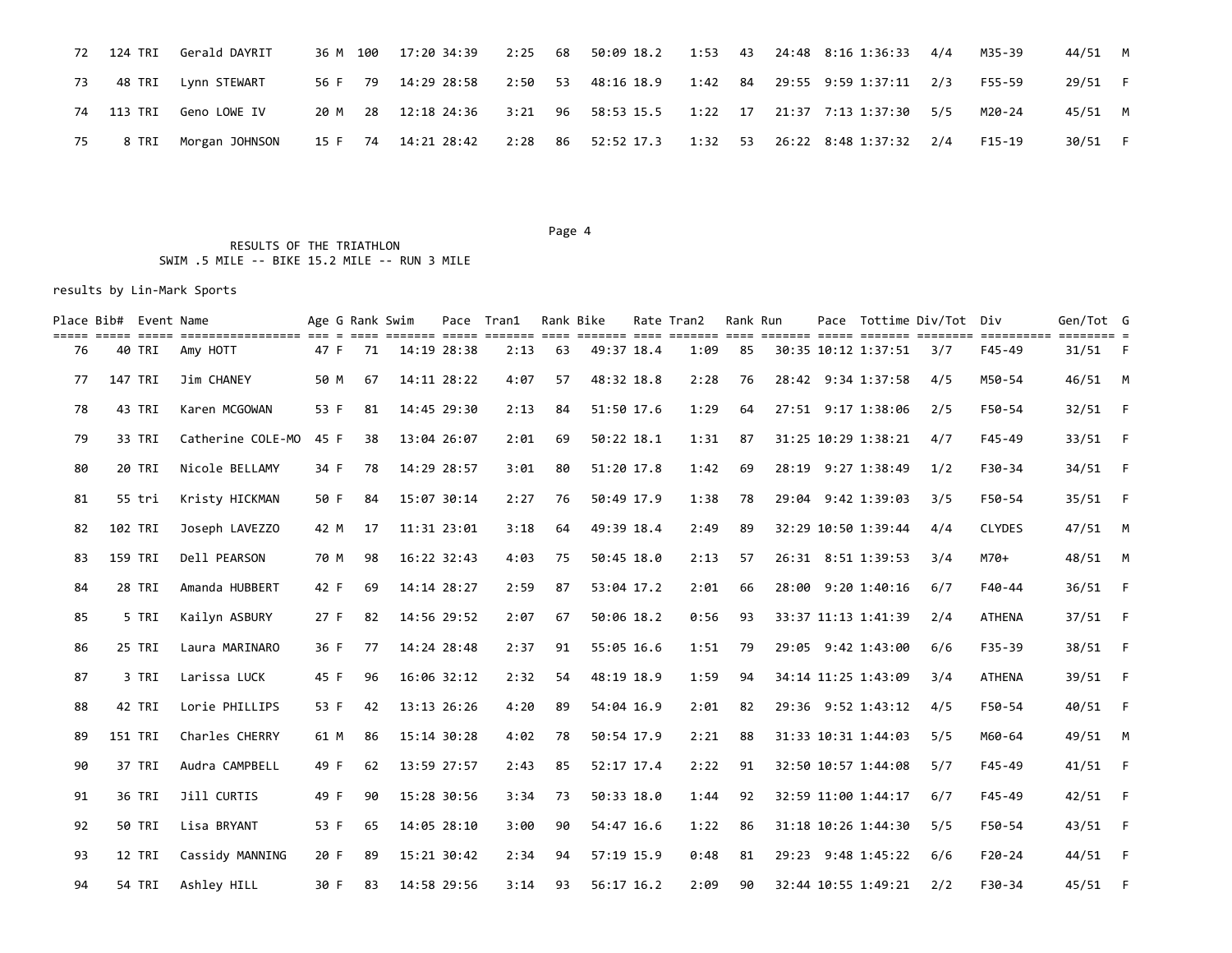| Place | Bib# | Event | Name | Age | G | Rank | Swim | Pace | Tran1 | Rank | Bike | Rate | Tran2 | Rank | Run | Pace | Tottime | Div/Tot | Div | Gen/Tot | G |
|---|---|---|---|---|---|---|---|---|---|---|---|---|---|---|---|---|---|---|---|---|---|
| 72 | 124 | TRI | Gerald DAYRIT | 36 | M | 100 | 17:20 | 34:39 | 2:25 | 68 | 50:09 | 18.2 | 1:53 | 43 | 24:48 | 8:16 | 1:36:33 | 4/4 | M35-39 | 44/51 | M |
| 73 | 48 | TRI | Lynn STEWART | 56 | F | 79 | 14:29 | 28:58 | 2:50 | 53 | 48:16 | 18.9 | 1:42 | 84 | 29:55 | 9:59 | 1:37:11 | 2/3 | F55-59 | 29/51 | F |
| 74 | 113 | TRI | Geno LOWE IV | 20 | M | 28 | 12:18 | 24:36 | 3:21 | 96 | 58:53 | 15.5 | 1:22 | 17 | 21:37 | 7:13 | 1:37:30 | 5/5 | M20-24 | 45/51 | M |
| 75 | 8 | TRI | Morgan JOHNSON | 15 | F | 74 | 14:21 | 28:42 | 2:28 | 86 | 52:52 | 17.3 | 1:32 | 53 | 26:22 | 8:48 | 1:37:32 | 2/4 | F15-19 | 30/51 | F |

RESULTS OF THE TRIATHLON
SWIM .5 MILE -- BIKE 15.2 MILE -- RUN 3 MILE

results by Lin-Mark Sports

| Place | Bib# | Event | Name | Age | G | Rank | Swim | Pace | Tran1 | Rank | Bike | Rate | Tran2 | Rank | Run | Pace | Tottime | Div/Tot | Div | Gen/Tot | G |
|---|---|---|---|---|---|---|---|---|---|---|---|---|---|---|---|---|---|---|---|---|---|
| 76 | 40 | TRI | Amy HOTT | 47 | F | 71 | 14:19 | 28:38 | 2:13 | 63 | 49:37 | 18.4 | 1:09 | 85 | 30:35 | 10:12 | 1:37:51 | 3/7 | F45-49 | 31/51 | F |
| 77 | 147 | TRI | Jim CHANEY | 50 | M | 67 | 14:11 | 28:22 | 4:07 | 57 | 48:32 | 18.8 | 2:28 | 76 | 28:42 | 9:34 | 1:37:58 | 4/5 | M50-54 | 46/51 | M |
| 78 | 43 | TRI | Karen MCGOWAN | 53 | F | 81 | 14:45 | 29:30 | 2:13 | 84 | 51:50 | 17.6 | 1:29 | 64 | 27:51 | 9:17 | 1:38:06 | 2/5 | F50-54 | 32/51 | F |
| 79 | 33 | TRI | Catherine COLE-MO | 45 | F | 38 | 13:04 | 26:07 | 2:01 | 69 | 50:22 | 18.1 | 1:31 | 87 | 31:25 | 10:29 | 1:38:21 | 4/7 | F45-49 | 33/51 | F |
| 80 | 20 | TRI | Nicole BELLAMY | 34 | F | 78 | 14:29 | 28:57 | 3:01 | 80 | 51:20 | 17.8 | 1:42 | 69 | 28:19 | 9:27 | 1:38:49 | 1/2 | F30-34 | 34/51 | F |
| 81 | 55 | tri | Kristy HICKMAN | 50 | F | 84 | 15:07 | 30:14 | 2:27 | 76 | 50:49 | 17.9 | 1:38 | 78 | 29:04 | 9:42 | 1:39:03 | 3/5 | F50-54 | 35/51 | F |
| 82 | 102 | TRI | Joseph LAVEZZO | 42 | M | 17 | 11:31 | 23:01 | 3:18 | 64 | 49:39 | 18.4 | 2:49 | 89 | 32:29 | 10:50 | 1:39:44 | 4/4 | CLYDES | 47/51 | M |
| 83 | 159 | TRI | Dell PEARSON | 70 | M | 98 | 16:22 | 32:43 | 4:03 | 75 | 50:45 | 18.0 | 2:13 | 57 | 26:31 | 8:51 | 1:39:53 | 3/4 | M70+ | 48/51 | M |
| 84 | 28 | TRI | Amanda HUBBERT | 42 | F | 69 | 14:14 | 28:27 | 2:59 | 87 | 53:04 | 17.2 | 2:01 | 66 | 28:00 | 9:20 | 1:40:16 | 6/7 | F40-44 | 36/51 | F |
| 85 | 5 | TRI | Kailyn ASBURY | 27 | F | 82 | 14:56 | 29:52 | 2:07 | 67 | 50:06 | 18.2 | 0:56 | 93 | 33:37 | 11:13 | 1:41:39 | 2/4 | ATHENA | 37/51 | F |
| 86 | 25 | TRI | Laura MARINARO | 36 | F | 77 | 14:24 | 28:48 | 2:37 | 91 | 55:05 | 16.6 | 1:51 | 79 | 29:05 | 9:42 | 1:43:00 | 6/6 | F35-39 | 38/51 | F |
| 87 | 3 | TRI | Larissa LUCK | 45 | F | 96 | 16:06 | 32:12 | 2:32 | 54 | 48:19 | 18.9 | 1:59 | 94 | 34:14 | 11:25 | 1:43:09 | 3/4 | ATHENA | 39/51 | F |
| 88 | 42 | TRI | Lorie PHILLIPS | 53 | F | 42 | 13:13 | 26:26 | 4:20 | 89 | 54:04 | 16.9 | 2:01 | 82 | 29:36 | 9:52 | 1:43:12 | 4/5 | F50-54 | 40/51 | F |
| 89 | 151 | TRI | Charles CHERRY | 61 | M | 86 | 15:14 | 30:28 | 4:02 | 78 | 50:54 | 17.9 | 2:21 | 88 | 31:33 | 10:31 | 1:44:03 | 5/5 | M60-64 | 49/51 | M |
| 90 | 37 | TRI | Audra CAMPBELL | 49 | F | 62 | 13:59 | 27:57 | 2:43 | 85 | 52:17 | 17.4 | 2:22 | 91 | 32:50 | 10:57 | 1:44:08 | 5/7 | F45-49 | 41/51 | F |
| 91 | 36 | TRI | Jill CURTIS | 49 | F | 90 | 15:28 | 30:56 | 3:34 | 73 | 50:33 | 18.0 | 1:44 | 92 | 32:59 | 11:00 | 1:44:17 | 6/7 | F45-49 | 42/51 | F |
| 92 | 50 | TRI | Lisa BRYANT | 53 | F | 65 | 14:05 | 28:10 | 3:00 | 90 | 54:47 | 16.6 | 1:22 | 86 | 31:18 | 10:26 | 1:44:30 | 5/5 | F50-54 | 43/51 | F |
| 93 | 12 | TRI | Cassidy MANNING | 20 | F | 89 | 15:21 | 30:42 | 2:34 | 94 | 57:19 | 15.9 | 0:48 | 81 | 29:23 | 9:48 | 1:45:22 | 6/6 | F20-24 | 44/51 | F |
| 94 | 54 | TRI | Ashley HILL | 30 | F | 83 | 14:58 | 29:56 | 3:14 | 93 | 56:17 | 16.2 | 2:09 | 90 | 32:44 | 10:55 | 1:49:21 | 2/2 | F30-34 | 45/51 | F |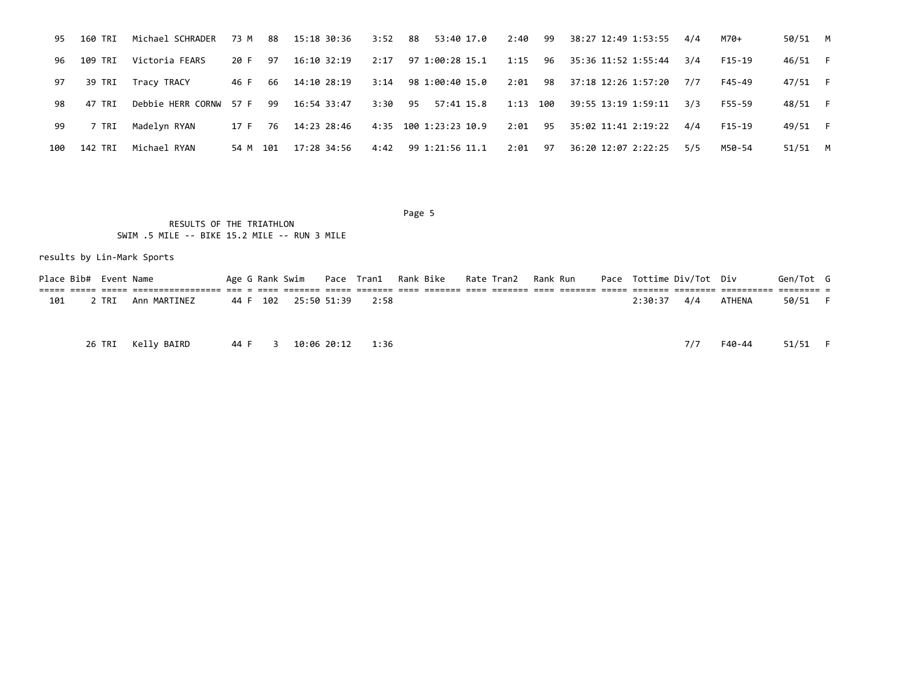| Place | Bib# | Event | Name | Age | G | Rank | Swim | Pace | Tran1 | Rank | Bike | Rate | Tran2 | Rank | Run | Pace | Tottime | Div/Tot | Div | Gen/Tot | G |
|---|---|---|---|---|---|---|---|---|---|---|---|---|---|---|---|---|---|---|---|---|---|
| 95 | 160 | TRI | Michael SCHRADER | 73 | M | 88 | 15:18 | 30:36 | 3:52 | 88 | 53:40 | 17.0 | 2:40 | 99 | 38:27 | 12:49 | 1:53:55 | 4/4 | M70+ | 50/51 | M |
| 96 | 109 | TRI | Victoria FEARS | 20 | F | 97 | 16:10 | 32:19 | 2:17 | 97 | 1:00:28 | 15.1 | 1:15 | 96 | 35:36 | 11:52 | 1:55:44 | 3/4 | F15-19 | 46/51 | F |
| 97 | 39 | TRI | Tracy TRACY | 46 | F | 66 | 14:10 | 28:19 | 3:14 | 98 | 1:00:40 | 15.0 | 2:01 | 98 | 37:18 | 12:26 | 1:57:20 | 7/7 | F45-49 | 47/51 | F |
| 98 | 47 | TRI | Debbie HERR CORNW | 57 | F | 99 | 16:54 | 33:47 | 3:30 | 95 | 57:41 | 15.8 | 1:13 | 100 | 39:55 | 13:19 | 1:59:11 | 3/3 | F55-59 | 48/51 | F |
| 99 | 7 | TRI | Madelyn RYAN | 17 | F | 76 | 14:23 | 28:46 | 4:35 | 100 | 1:23:23 | 10.9 | 2:01 | 95 | 35:02 | 11:41 | 2:19:22 | 4/4 | F15-19 | 49/51 | F |
| 100 | 142 | TRI | Michael RYAN | 54 | M | 101 | 17:28 | 34:56 | 4:42 | 99 | 1:21:56 | 11.1 | 2:01 | 97 | 36:20 | 12:07 | 2:22:25 | 5/5 | M50-54 | 51/51 | M |

RESULTS OF THE TRIATHLON
SWIM .5 MILE -- BIKE 15.2 MILE -- RUN 3 MILE

results by Lin-Mark Sports

| Place | Bib# | Event | Name | Age | G | Rank | Swim | Pace | Tran1 | Rank | Bike | Rate | Tran2 | Rank | Run | Pace | Tottime | Div/Tot | Div | Gen/Tot | G |
|---|---|---|---|---|---|---|---|---|---|---|---|---|---|---|---|---|---|---|---|---|---|
| 101 | 2 | TRI | Ann MARTINEZ | 44 | F | 102 | 25:50 | 51:39 | 2:58 | | | | | | | | 2:30:37 | 4/4 | ATHENA | 50/51 | F |
| | 26 | TRI | Kelly BAIRD | 44 | F | 3 | 10:06 | 20:12 | 1:36 | | | | | | | | | 7/7 | F40-44 | 51/51 | F |